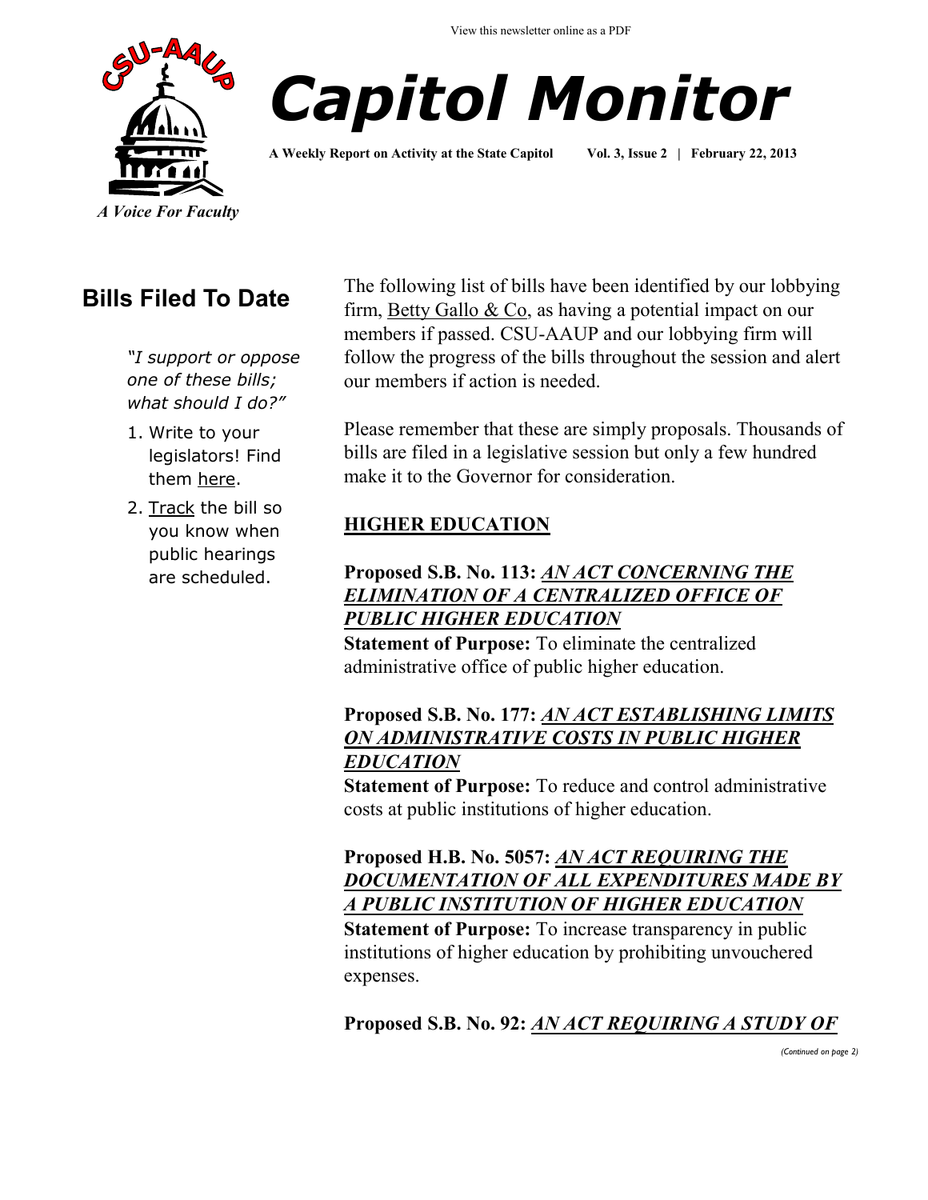View this newsletter online as a PDF

# Capitol Monitor

**A Weekly Report on Activity at the State Capitol Vol. 3, Issue 2 | February 22, 2013**

CSU-AAUP

*A Voice For Faculty*

## Bills Filed To Date

*"I support or oppose one of these bills; what should I do?"*

1. Write to your legislators! Find them here.
2. Track the bill so you know when public hearings are scheduled.

The following list of bills have been identified by our lobbying firm, Betty Gallo & Co, as having a potential impact on our members if passed. CSU-AAUP and our lobbying firm will follow the progress of the bills throughout the session and alert our members if action is needed.

Please remember that these are simply proposals. Thousands of bills are filed in a legislative session but only a few hundred make it to the Governor for consideration.

### HIGHER EDUCATION

**Proposed S.B. No. 113:** ***AN ACT CONCERNING THE ELIMINATION OF A CENTRALIZED OFFICE OF PUBLIC HIGHER EDUCATION***
**Statement of Purpose:** To eliminate the centralized administrative office of public higher education.

**Proposed S.B. No. 177:** ***AN ACT ESTABLISHING LIMITS ON ADMINISTRATIVE COSTS IN PUBLIC HIGHER EDUCATION***
**Statement of Purpose:** To reduce and control administrative costs at public institutions of higher education.

**Proposed H.B. No. 5057:** ***AN ACT REQUIRING THE DOCUMENTATION OF ALL EXPENDITURES MADE BY A PUBLIC INSTITUTION OF HIGHER EDUCATION***
**Statement of Purpose:** To increase transparency in public institutions of higher education by prohibiting unvouchered expenses.

**Proposed S.B. No. 92:** ***AN ACT REQUIRING A STUDY OF***

*(Continued on page 2)*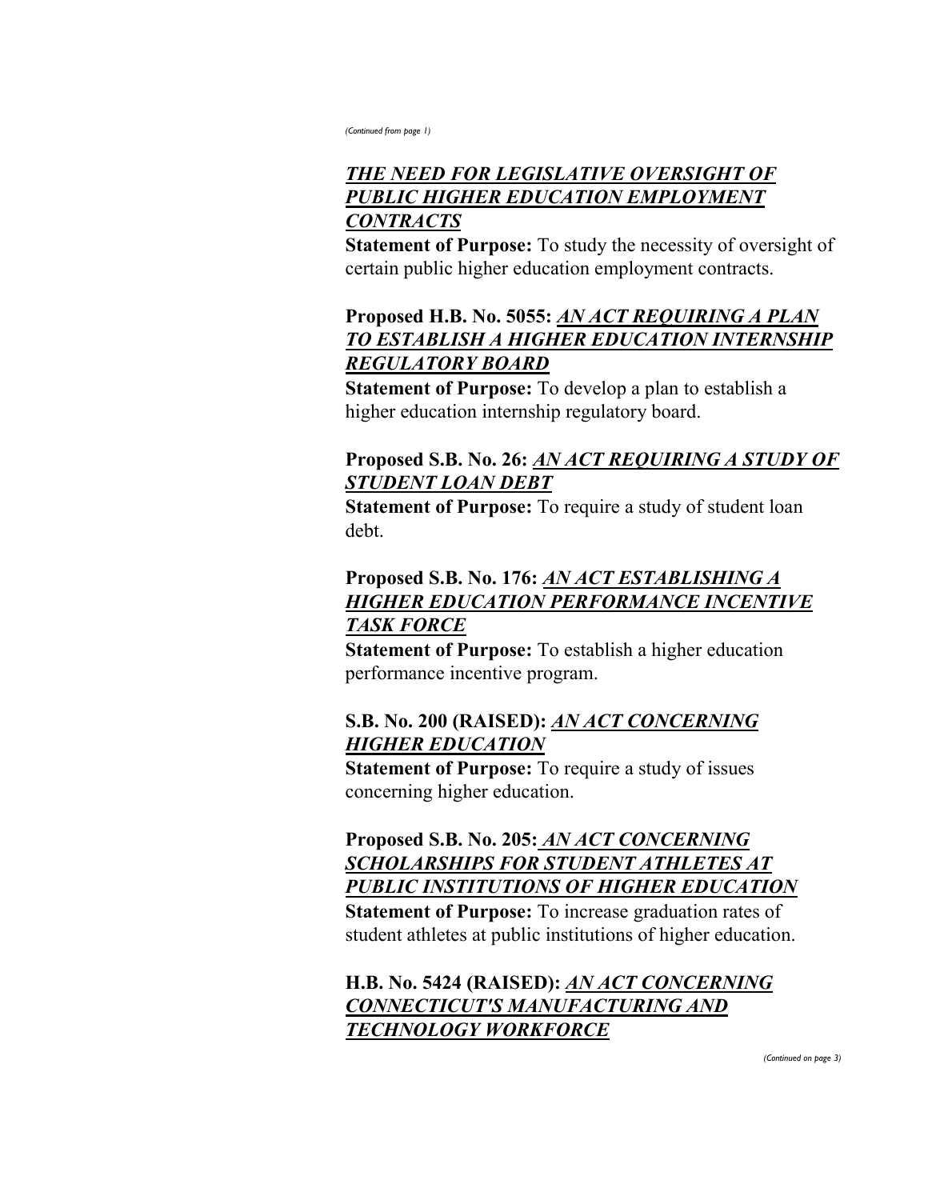*(Continued from page 1)*

***THE NEED FOR LEGISLATIVE OVERSIGHT OF PUBLIC HIGHER EDUCATION EMPLOYMENT CONTRACTS***

**Statement of Purpose:** To study the necessity of oversight of certain public higher education employment contracts.

**Proposed H.B. No. 5055:** ***AN ACT REQUIRING A PLAN TO ESTABLISH A HIGHER EDUCATION INTERNSHIP REGULATORY BOARD***

**Statement of Purpose:** To develop a plan to establish a higher education internship regulatory board.

**Proposed S.B. No. 26:** ***AN ACT REQUIRING A STUDY OF STUDENT LOAN DEBT***

**Statement of Purpose:** To require a study of student loan debt.

**Proposed S.B. No. 176:** ***AN ACT ESTABLISHING A HIGHER EDUCATION PERFORMANCE INCENTIVE TASK FORCE***

**Statement of Purpose:** To establish a higher education performance incentive program.

**S.B. No. 200 (RAISED):** ***AN ACT CONCERNING HIGHER EDUCATION***

**Statement of Purpose:** To require a study of issues concerning higher education.

**Proposed S.B. No. 205:** ***AN ACT CONCERNING SCHOLARSHIPS FOR STUDENT ATHLETES AT PUBLIC INSTITUTIONS OF HIGHER EDUCATION***

**Statement of Purpose:** To increase graduation rates of student athletes at public institutions of higher education.

**H.B. No. 5424 (RAISED):** ***AN ACT CONCERNING CONNECTICUT'S MANUFACTURING AND TECHNOLOGY WORKFORCE***

*(Continued on page 3)*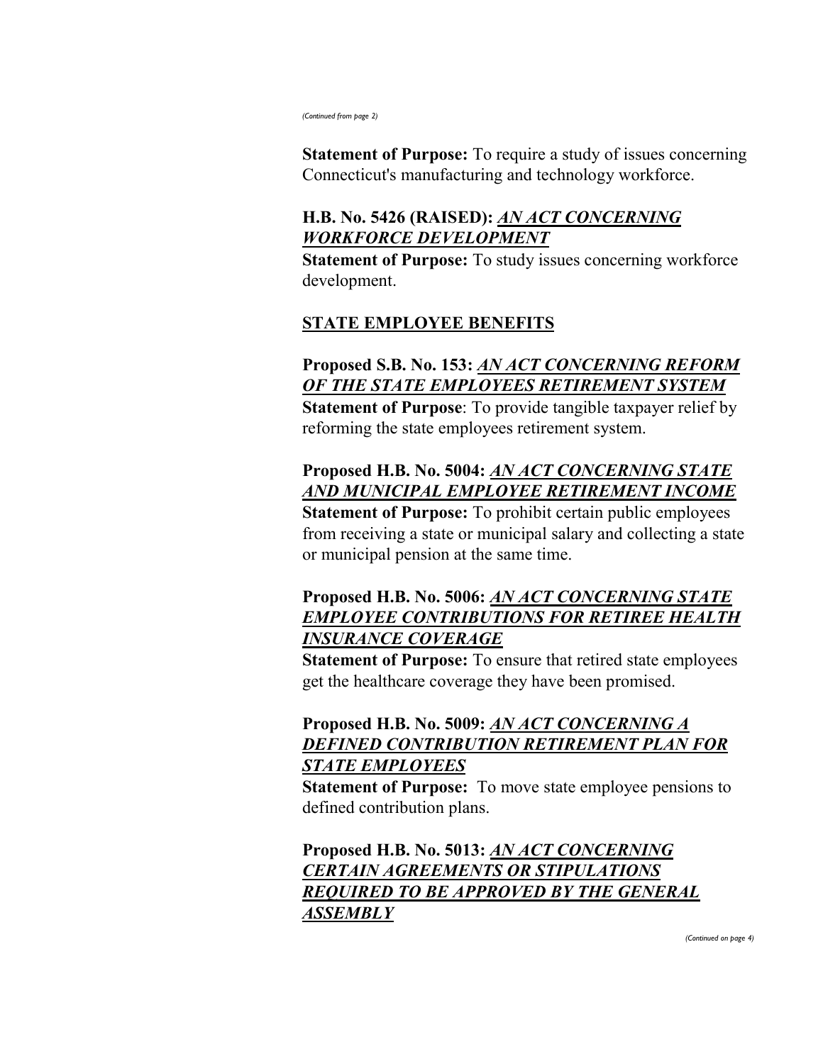*(Continued from page 2)*

**Statement of Purpose:** To require a study of issues concerning Connecticut's manufacturing and technology workforce.

**H.B. No. 5426 (RAISED):** ***AN ACT CONCERNING WORKFORCE DEVELOPMENT***

**Statement of Purpose:** To study issues concerning workforce development.

## STATE EMPLOYEE BENEFITS

**Proposed S.B. No. 153:** ***AN ACT CONCERNING REFORM OF THE STATE EMPLOYEES RETIREMENT SYSTEM***

**Statement of Purpose**: To provide tangible taxpayer relief by reforming the state employees retirement system.

**Proposed H.B. No. 5004:** ***AN ACT CONCERNING STATE AND MUNICIPAL EMPLOYEE RETIREMENT INCOME***

**Statement of Purpose:** To prohibit certain public employees from receiving a state or municipal salary and collecting a state or municipal pension at the same time.

**Proposed H.B. No. 5006:** ***AN ACT CONCERNING STATE EMPLOYEE CONTRIBUTIONS FOR RETIREE HEALTH INSURANCE COVERAGE***

**Statement of Purpose:** To ensure that retired state employees get the healthcare coverage they have been promised.

**Proposed H.B. No. 5009:** ***AN ACT CONCERNING A DEFINED CONTRIBUTION RETIREMENT PLAN FOR STATE EMPLOYEES***

**Statement of Purpose:** To move state employee pensions to defined contribution plans.

**Proposed H.B. No. 5013:** ***AN ACT CONCERNING CERTAIN AGREEMENTS OR STIPULATIONS REQUIRED TO BE APPROVED BY THE GENERAL ASSEMBLY***

*(Continued on page 4)*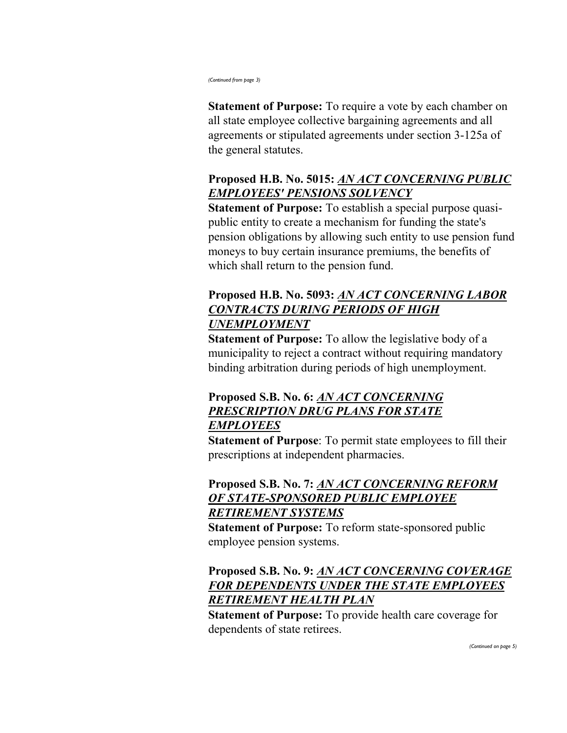*(Continued from page 3)*

**Statement of Purpose:** To require a vote by each chamber on all state employee collective bargaining agreements and all agreements or stipulated agreements under section 3-125a of the general statutes.

**Proposed H.B. No. 5015: *AN ACT CONCERNING PUBLIC EMPLOYEES' PENSIONS SOLVENCY***

**Statement of Purpose:** To establish a special purpose quasi-public entity to create a mechanism for funding the state's pension obligations by allowing such entity to use pension fund moneys to buy certain insurance premiums, the benefits of which shall return to the pension fund.

**Proposed H.B. No. 5093: *AN ACT CONCERNING LABOR CONTRACTS DURING PERIODS OF HIGH UNEMPLOYMENT***

**Statement of Purpose:** To allow the legislative body of a municipality to reject a contract without requiring mandatory binding arbitration during periods of high unemployment.

**Proposed S.B. No. 6: *AN ACT CONCERNING PRESCRIPTION DRUG PLANS FOR STATE EMPLOYEES***

**Statement of Purpose**: To permit state employees to fill their prescriptions at independent pharmacies.

**Proposed S.B. No. 7: *AN ACT CONCERNING REFORM OF STATE-SPONSORED PUBLIC EMPLOYEE RETIREMENT SYSTEMS***

**Statement of Purpose:** To reform state-sponsored public employee pension systems.

**Proposed S.B. No. 9: *AN ACT CONCERNING COVERAGE FOR DEPENDENTS UNDER THE STATE EMPLOYEES RETIREMENT HEALTH PLAN***

**Statement of Purpose:** To provide health care coverage for dependents of state retirees.

*(Continued on page 5)*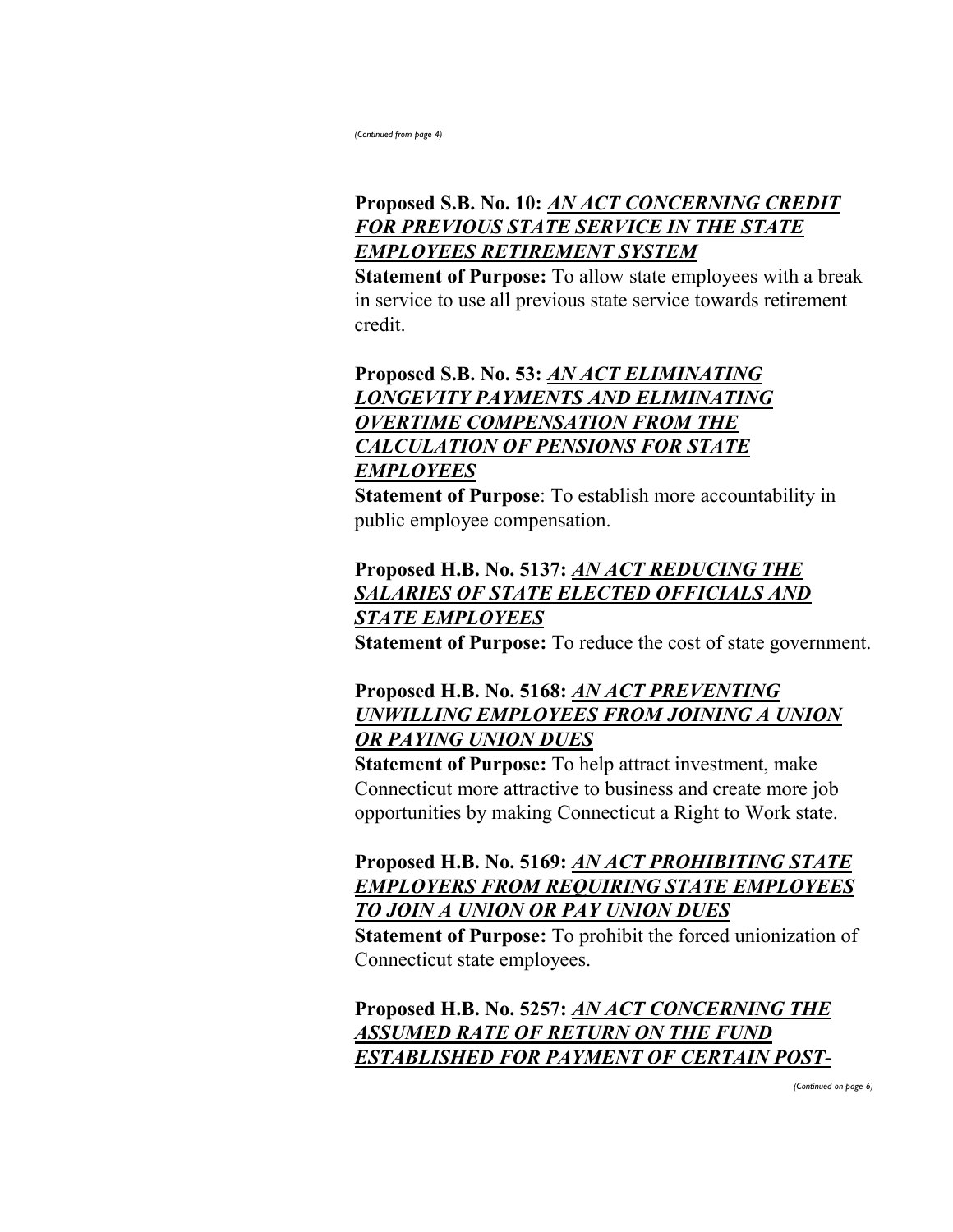*(Continued from page 4)*

**Proposed S.B. No. 10:** ***<u>AN ACT CONCERNING CREDIT FOR PREVIOUS STATE SERVICE IN THE STATE EMPLOYEES RETIREMENT SYSTEM</u>***

**Statement of Purpose:** To allow state employees with a break in service to use all previous state service towards retirement credit.

**Proposed S.B. No. 53:** ***<u>AN ACT ELIMINATING LONGEVITY PAYMENTS AND ELIMINATING OVERTIME COMPENSATION FROM THE CALCULATION OF PENSIONS FOR STATE EMPLOYEES</u>***

**Statement of Purpose**: To establish more accountability in public employee compensation.

**Proposed H.B. No. 5137:** ***<u>AN ACT REDUCING THE SALARIES OF STATE ELECTED OFFICIALS AND STATE EMPLOYEES</u>***

**Statement of Purpose:** To reduce the cost of state government.

**Proposed H.B. No. 5168:** ***<u>AN ACT PREVENTING UNWILLING EMPLOYEES FROM JOINING A UNION OR PAYING UNION DUES</u>***

**Statement of Purpose:** To help attract investment, make Connecticut more attractive to business and create more job opportunities by making Connecticut a Right to Work state.

**Proposed H.B. No. 5169:** ***<u>AN ACT PROHIBITING STATE EMPLOYERS FROM REQUIRING STATE EMPLOYEES TO JOIN A UNION OR PAY UNION DUES</u>***

**Statement of Purpose:** To prohibit the forced unionization of Connecticut state employees.

**Proposed H.B. No. 5257:** ***<u>AN ACT CONCERNING THE ASSUMED RATE OF RETURN ON THE FUND ESTABLISHED FOR PAYMENT OF CERTAIN POST-</u>***

*(Continued on page 6)*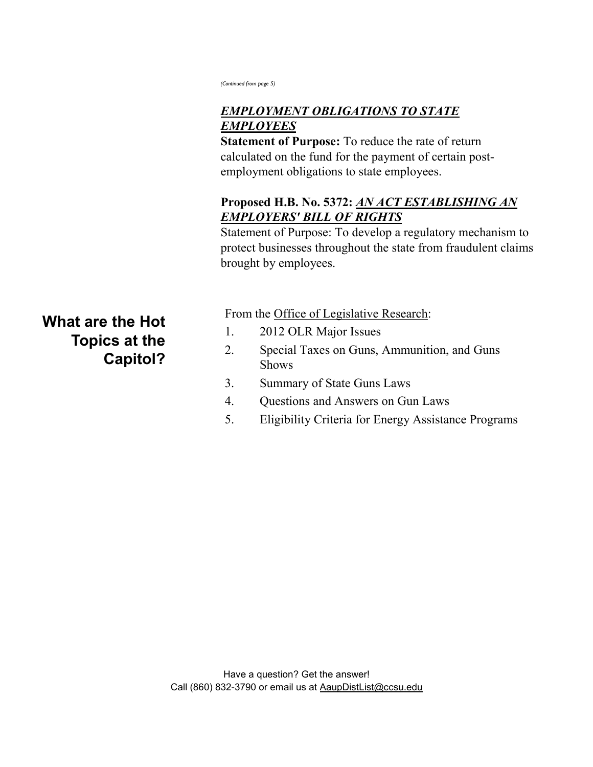*(Continued from page 5)*

***EMPLOYMENT OBLIGATIONS TO STATE EMPLOYEES***

**Statement of Purpose:** To reduce the rate of return calculated on the fund for the payment of certain post-employment obligations to state employees.

**Proposed H.B. No. 5372:** ***AN ACT ESTABLISHING AN EMPLOYERS' BILL OF RIGHTS***

Statement of Purpose: To develop a regulatory mechanism to protect businesses throughout the state from fraudulent claims brought by employees.

## What are the Hot Topics at the Capitol?

From the Office of Legislative Research:

1. 2012 OLR Major Issues
2. Special Taxes on Guns, Ammunition, and Guns Shows
3. Summary of State Guns Laws
4. Questions and Answers on Gun Laws
5. Eligibility Criteria for Energy Assistance Programs

Have a question? Get the answer!
Call (860) 832-3790 or email us at AaupDistList@ccsu.edu